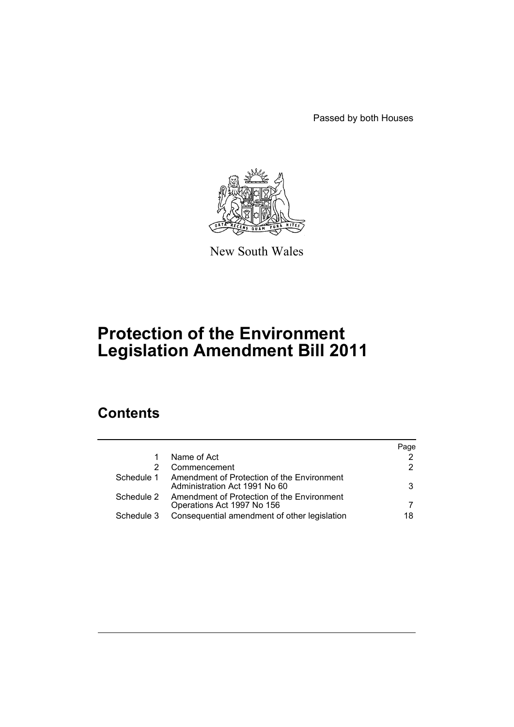Passed by both Houses

New South Wales

# Protection of the Environment Legislation Amendment Bill 2011

## Contents

| | | Page |
|---|---|---|
| 1 | Name of Act | 2 |
| 2 | Commencement | 2 |
| Schedule 1 | Amendment of Protection of the Environment Administration Act 1991 No 60 | 3 |
| Schedule 2 | Amendment of Protection of the Environment Operations Act 1997 No 156 | 7 |
| Schedule 3 | Consequential amendment of other legislation | 18 |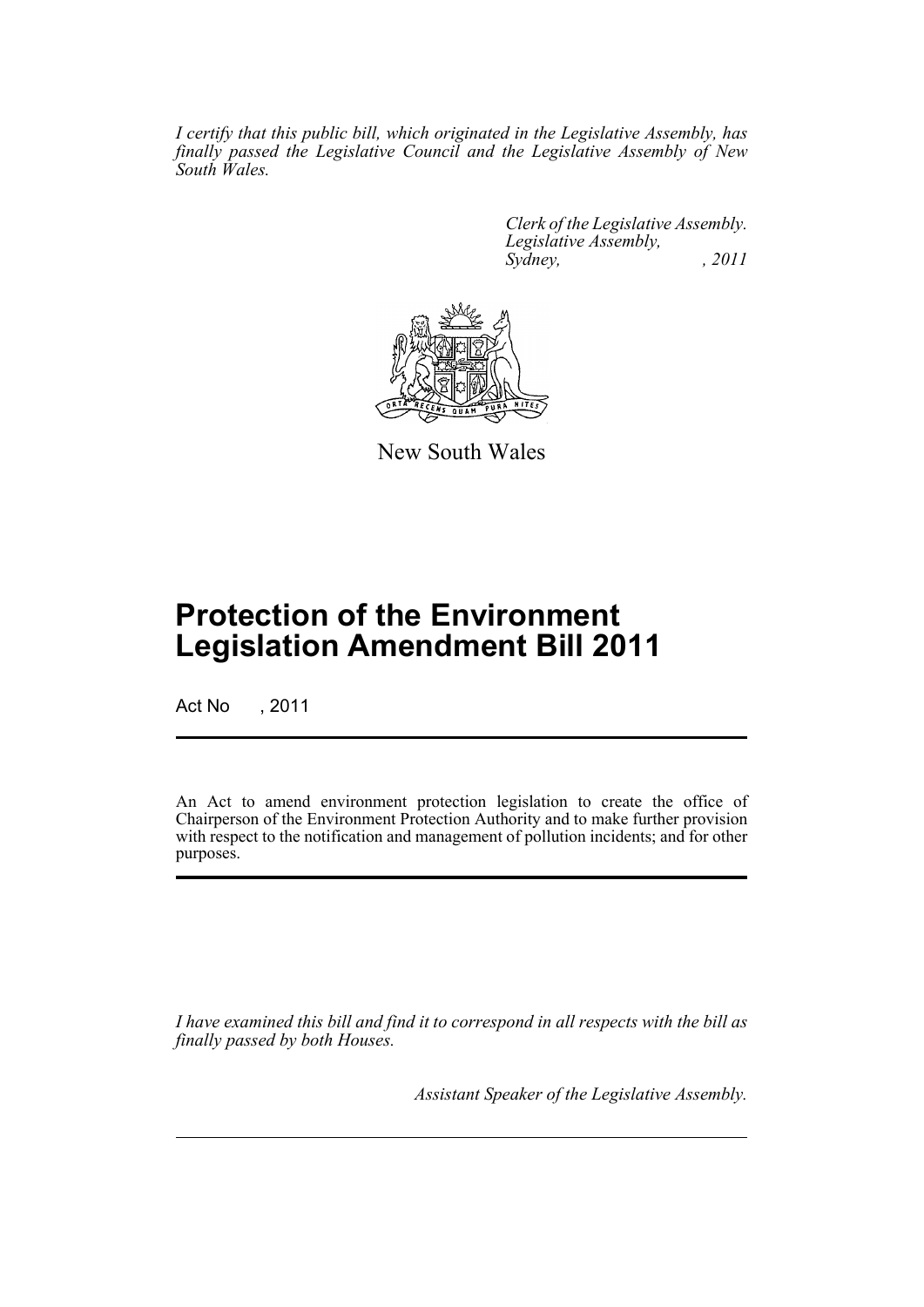*I certify that this public bill, which originated in the Legislative Assembly, has finally passed the Legislative Council and the Legislative Assembly of New South Wales.*

*Clerk of the Legislative Assembly.*
*Legislative Assembly,*
*Sydney, , 2011*

New South Wales

# Protection of the Environment Legislation Amendment Bill 2011

Act No , 2011

An Act to amend environment protection legislation to create the office of Chairperson of the Environment Protection Authority and to make further provision with respect to the notification and management of pollution incidents; and for other purposes.

*I have examined this bill and find it to correspond in all respects with the bill as finally passed by both Houses.*

*Assistant Speaker of the Legislative Assembly.*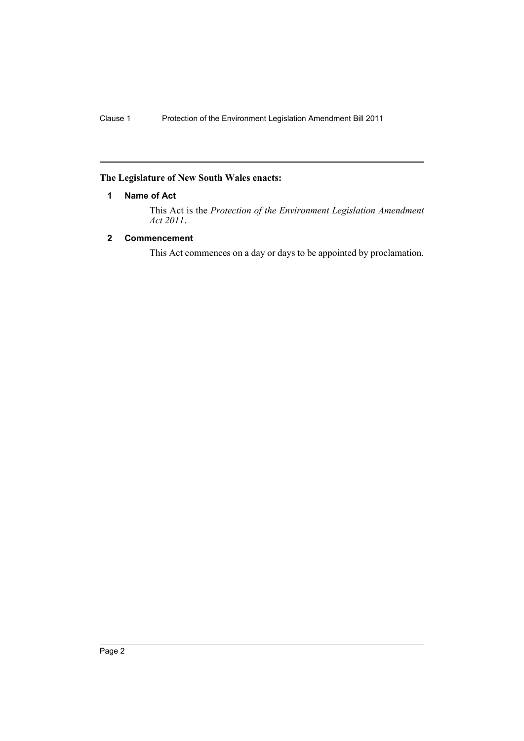**The Legislature of New South Wales enacts:**

### 1 Name of Act

This Act is the *Protection of the Environment Legislation Amendment Act 2011*.

### 2 Commencement

This Act commences on a day or days to be appointed by proclamation.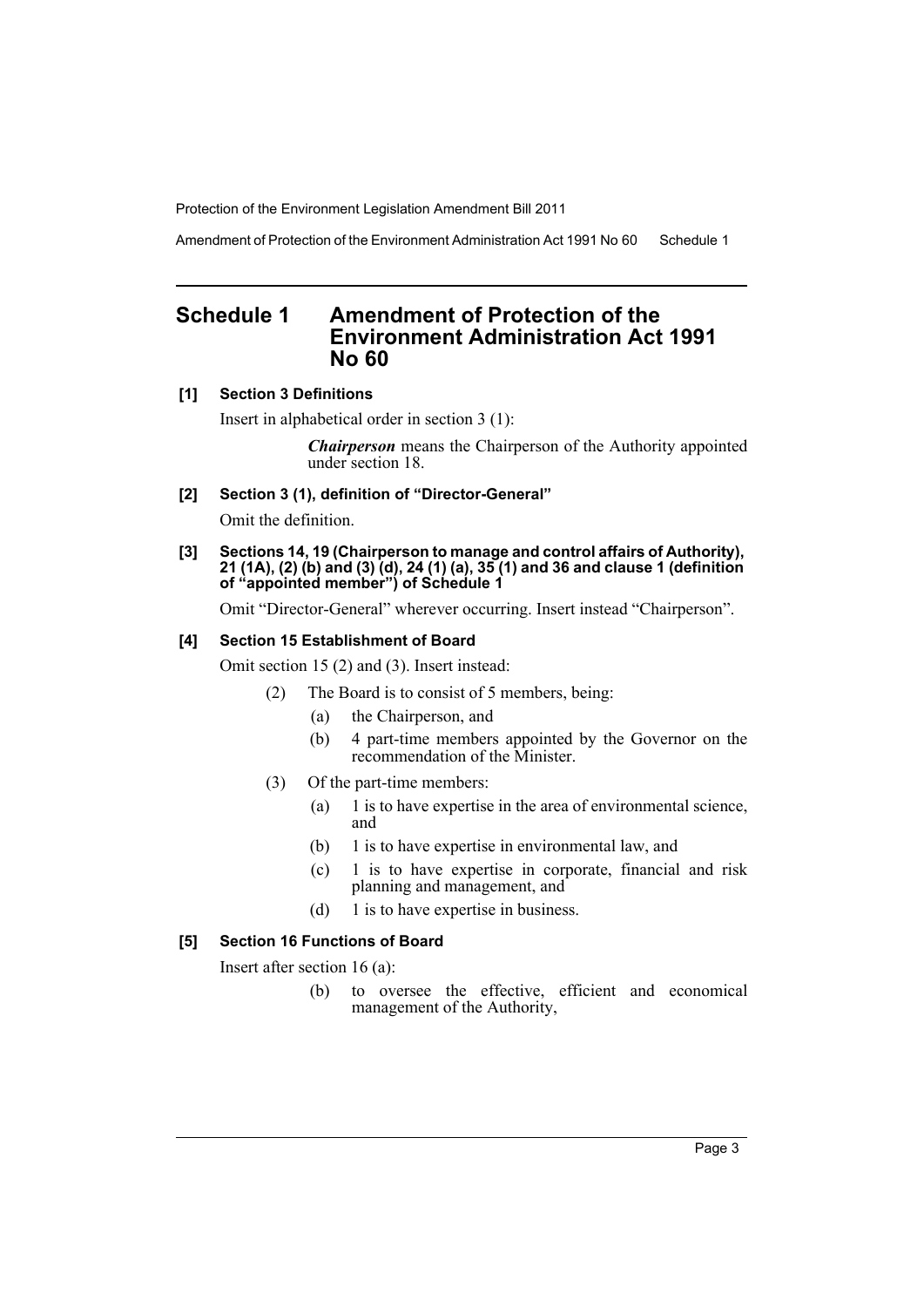# Schedule 1 Amendment of Protection of the Environment Administration Act 1991 No 60

### [1] Section 3 Definitions

Insert in alphabetical order in section 3 (1):

> ***Chairperson*** means the Chairperson of the Authority appointed under section 18.

### [2] Section 3 (1), definition of "Director-General"

Omit the definition.

### [3] Sections 14, 19 (Chairperson to manage and control affairs of Authority), 21 (1A), (2) (b) and (3) (d), 24 (1) (a), 35 (1) and 36 and clause 1 (definition of "appointed member") of Schedule 1

Omit "Director-General" wherever occurring. Insert instead "Chairperson".

### [4] Section 15 Establishment of Board

Omit section 15 (2) and (3). Insert instead:

(2) The Board is to consist of 5 members, being:

- (a) the Chairperson, and
- (b) 4 part-time members appointed by the Governor on the recommendation of the Minister.

(3) Of the part-time members:

- (a) 1 is to have expertise in the area of environmental science, and
- (b) 1 is to have expertise in environmental law, and
- (c) 1 is to have expertise in corporate, financial and risk planning and management, and
- (d) 1 is to have expertise in business.

### [5] Section 16 Functions of Board

Insert after section 16 (a):

- (b) to oversee the effective, efficient and economical management of the Authority,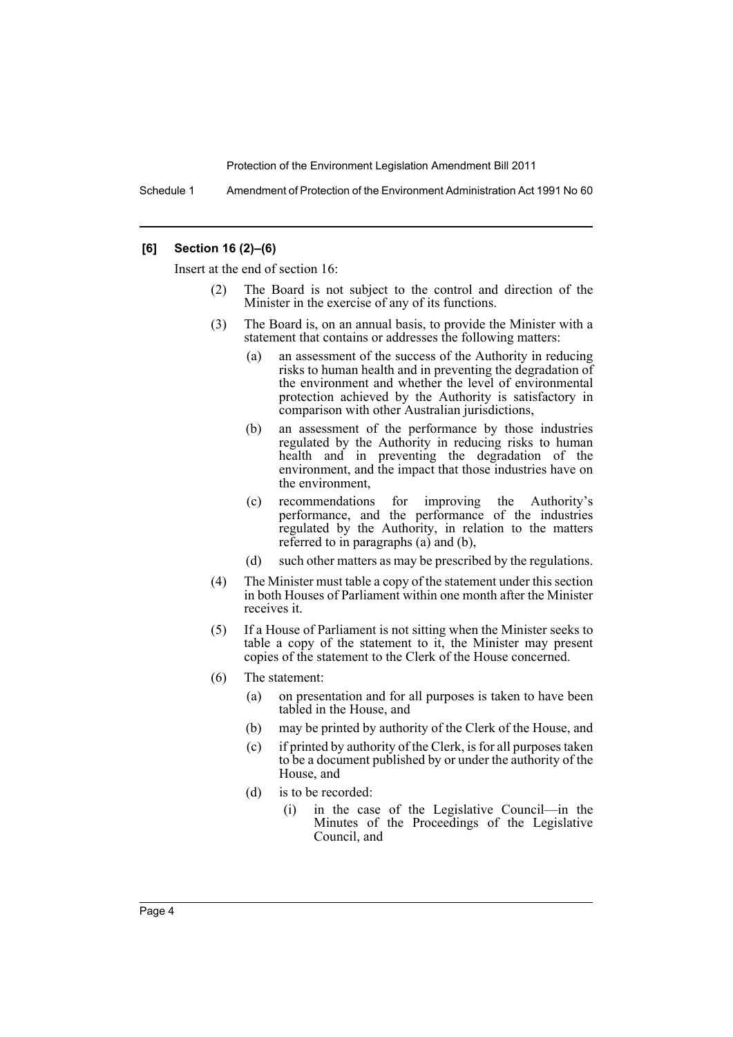### [6] Section 16 (2)–(6)

Insert at the end of section 16:

(2) The Board is not subject to the control and direction of the Minister in the exercise of any of its functions.

(3) The Board is, on an annual basis, to provide the Minister with a statement that contains or addresses the following matters:

- (a) an assessment of the success of the Authority in reducing risks to human health and in preventing the degradation of the environment and whether the level of environmental protection achieved by the Authority is satisfactory in comparison with other Australian jurisdictions,
- (b) an assessment of the performance by those industries regulated by the Authority in reducing risks to human health and in preventing the degradation of the environment, and the impact that those industries have on the environment,
- (c) recommendations for improving the Authority's performance, and the performance of the industries regulated by the Authority, in relation to the matters referred to in paragraphs (a) and (b),
- (d) such other matters as may be prescribed by the regulations.

(4) The Minister must table a copy of the statement under this section in both Houses of Parliament within one month after the Minister receives it.

(5) If a House of Parliament is not sitting when the Minister seeks to table a copy of the statement to it, the Minister may present copies of the statement to the Clerk of the House concerned.

(6) The statement:

- (a) on presentation and for all purposes is taken to have been tabled in the House, and
- (b) may be printed by authority of the Clerk of the House, and
- (c) if printed by authority of the Clerk, is for all purposes taken to be a document published by or under the authority of the House, and
- (d) is to be recorded:
  - (i) in the case of the Legislative Council—in the Minutes of the Proceedings of the Legislative Council, and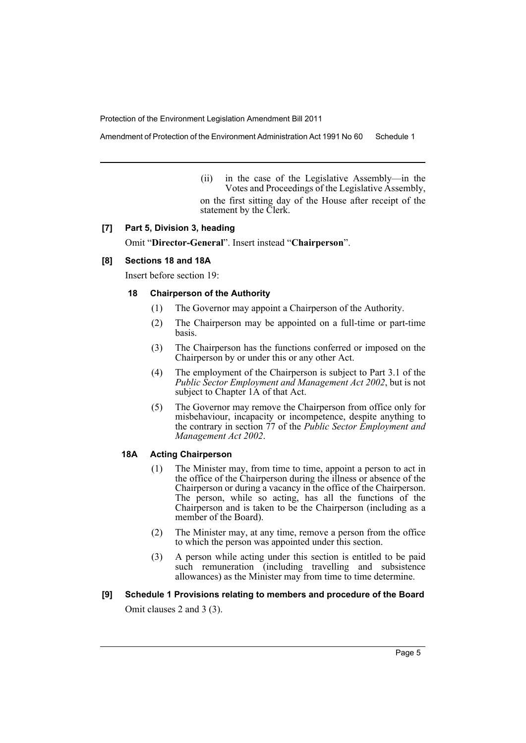(ii) in the case of the Legislative Assembly—in the Votes and Proceedings of the Legislative Assembly,

on the first sitting day of the House after receipt of the statement by the Clerk.

### [7] Part 5, Division 3, heading

Omit "**Director-General**". Insert instead "**Chairperson**".

### [8] Sections 18 and 18A

Insert before section 19:

#### 18 Chairperson of the Authority

(1) The Governor may appoint a Chairperson of the Authority.

(2) The Chairperson may be appointed on a full-time or part-time basis.

(3) The Chairperson has the functions conferred or imposed on the Chairperson by or under this or any other Act.

(4) The employment of the Chairperson is subject to Part 3.1 of the *Public Sector Employment and Management Act 2002*, but is not subject to Chapter 1A of that Act.

(5) The Governor may remove the Chairperson from office only for misbehaviour, incapacity or incompetence, despite anything to the contrary in section 77 of the *Public Sector Employment and Management Act 2002*.

#### 18A Acting Chairperson

(1) The Minister may, from time to time, appoint a person to act in the office of the Chairperson during the illness or absence of the Chairperson or during a vacancy in the office of the Chairperson. The person, while so acting, has all the functions of the Chairperson and is taken to be the Chairperson (including as a member of the Board).

(2) The Minister may, at any time, remove a person from the office to which the person was appointed under this section.

(3) A person while acting under this section is entitled to be paid such remuneration (including travelling and subsistence allowances) as the Minister may from time to time determine.

### [9] Schedule 1 Provisions relating to members and procedure of the Board

Omit clauses 2 and 3 (3).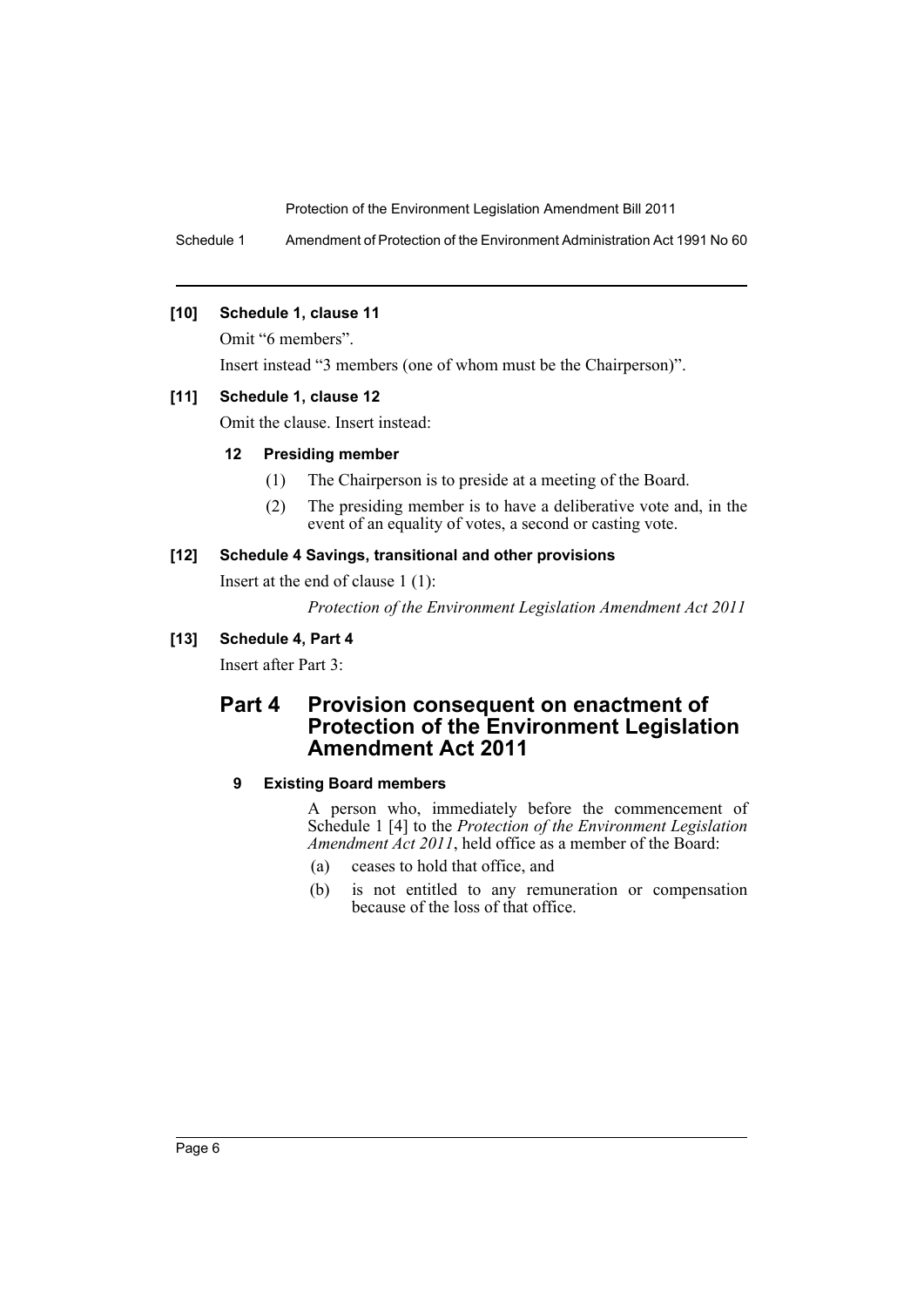**[10] Schedule 1, clause 11**

Omit "6 members".

Insert instead "3 members (one of whom must be the Chairperson)".

**[11] Schedule 1, clause 12**

Omit the clause. Insert instead:

**12 Presiding member**

(1) The Chairperson is to preside at a meeting of the Board.

(2) The presiding member is to have a deliberative vote and, in the event of an equality of votes, a second or casting vote.

**[12] Schedule 4 Savings, transitional and other provisions**

Insert at the end of clause 1 (1):

*Protection of the Environment Legislation Amendment Act 2011*

**[13] Schedule 4, Part 4**

Insert after Part 3:

## Part 4 Provision consequent on enactment of Protection of the Environment Legislation Amendment Act 2011

**9 Existing Board members**

A person who, immediately before the commencement of Schedule 1 [4] to the *Protection of the Environment Legislation Amendment Act 2011*, held office as a member of the Board:

(a) ceases to hold that office, and

(b) is not entitled to any remuneration or compensation because of the loss of that office.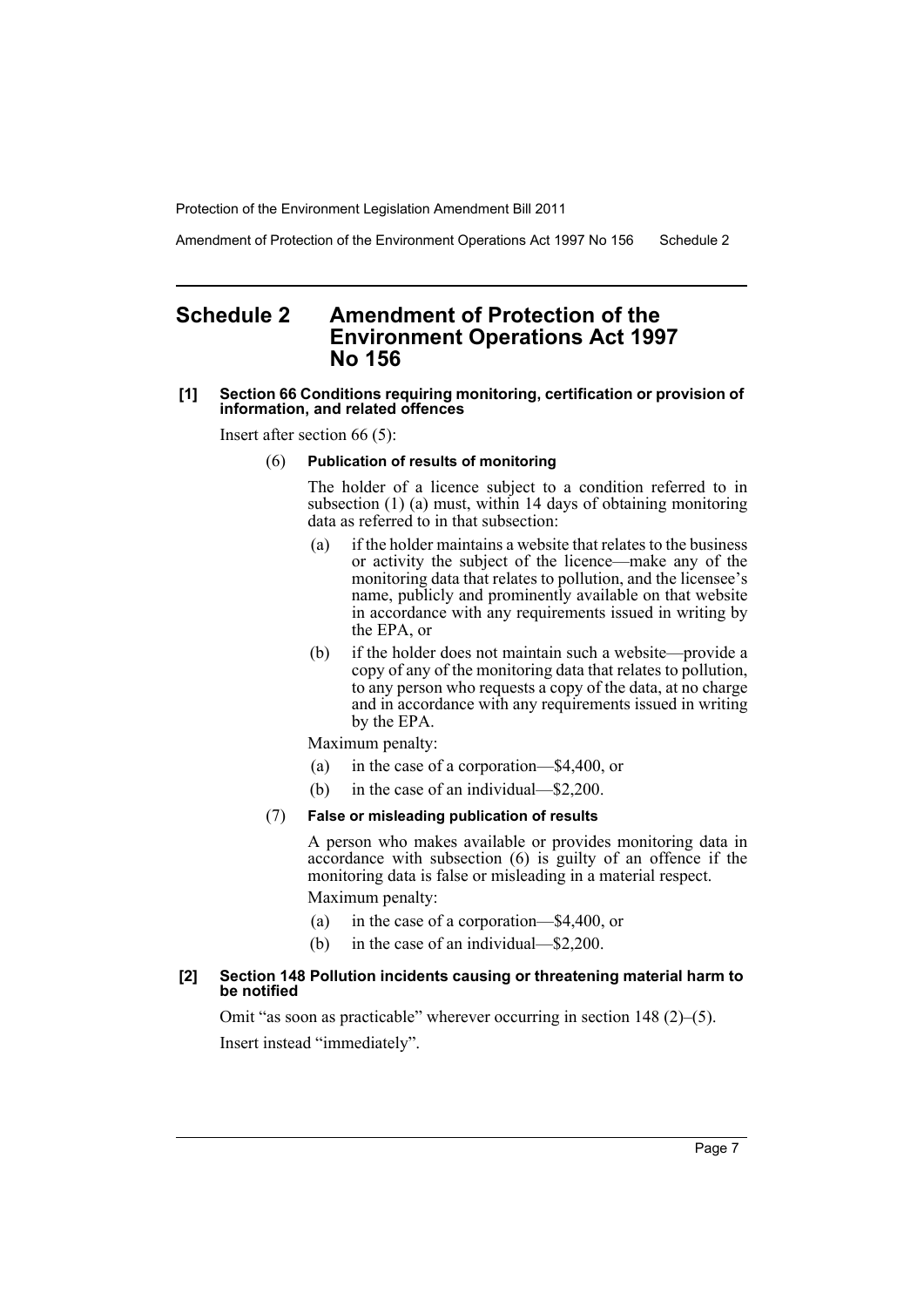# Schedule 2 Amendment of Protection of the Environment Operations Act 1997 No 156

**[1] Section 66 Conditions requiring monitoring, certification or provision of information, and related offences**

Insert after section 66 (5):

(6) **Publication of results of monitoring**

The holder of a licence subject to a condition referred to in subsection (1) (a) must, within 14 days of obtaining monitoring data as referred to in that subsection:

- (a) if the holder maintains a website that relates to the business or activity the subject of the licence—make any of the monitoring data that relates to pollution, and the licensee's name, publicly and prominently available on that website in accordance with any requirements issued in writing by the EPA, or
- (b) if the holder does not maintain such a website—provide a copy of any of the monitoring data that relates to pollution, to any person who requests a copy of the data, at no charge and in accordance with any requirements issued in writing by the EPA.

Maximum penalty:

- (a) in the case of a corporation—$4,400, or
- (b) in the case of an individual—$2,200.

(7) **False or misleading publication of results**

A person who makes available or provides monitoring data in accordance with subsection (6) is guilty of an offence if the monitoring data is false or misleading in a material respect.

Maximum penalty:

- (a) in the case of a corporation—$4,400, or
- (b) in the case of an individual—$2,200.

**[2] Section 148 Pollution incidents causing or threatening material harm to be notified**

Omit "as soon as practicable" wherever occurring in section 148 (2)–(5).

Insert instead "immediately".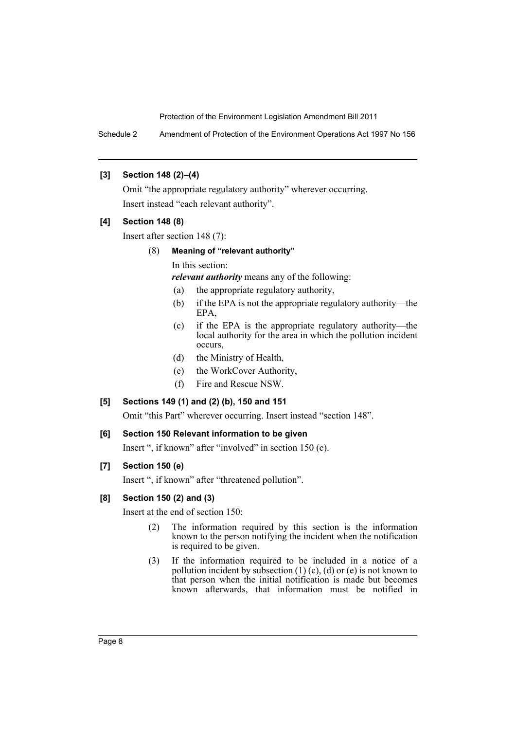**[3] Section 148 (2)–(4)**

Omit "the appropriate regulatory authority" wherever occurring.

Insert instead "each relevant authority".

**[4] Section 148 (8)**

Insert after section 148 (7):

(8) **Meaning of "relevant authority"**

In this section:

***relevant authority*** means any of the following:

- (a) the appropriate regulatory authority,
- (b) if the EPA is not the appropriate regulatory authority—the EPA,
- (c) if the EPA is the appropriate regulatory authority—the local authority for the area in which the pollution incident occurs,
- (d) the Ministry of Health,
- (e) the WorkCover Authority,
- (f) Fire and Rescue NSW.

**[5] Sections 149 (1) and (2) (b), 150 and 151**

Omit "this Part" wherever occurring. Insert instead "section 148".

**[6] Section 150 Relevant information to be given**

Insert ", if known" after "involved" in section 150 (c).

**[7] Section 150 (e)**

Insert ", if known" after "threatened pollution".

**[8] Section 150 (2) and (3)**

Insert at the end of section 150:

(2) The information required by this section is the information known to the person notifying the incident when the notification is required to be given.

(3) If the information required to be included in a notice of a pollution incident by subsection (1) (c), (d) or (e) is not known to that person when the initial notification is made but becomes known afterwards, that information must be notified in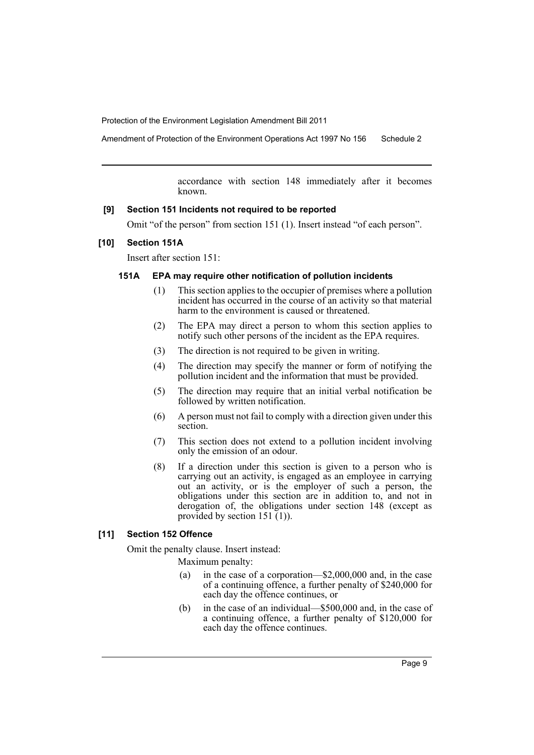accordance with section 148 immediately after it becomes known.

### [9] Section 151 Incidents not required to be reported

Omit "of the person" from section 151 (1). Insert instead "of each person".

### [10] Section 151A

Insert after section 151:

#### 151A EPA may require other notification of pollution incidents

(1) This section applies to the occupier of premises where a pollution incident has occurred in the course of an activity so that material harm to the environment is caused or threatened.

(2) The EPA may direct a person to whom this section applies to notify such other persons of the incident as the EPA requires.

(3) The direction is not required to be given in writing.

(4) The direction may specify the manner or form of notifying the pollution incident and the information that must be provided.

(5) The direction may require that an initial verbal notification be followed by written notification.

(6) A person must not fail to comply with a direction given under this section.

(7) This section does not extend to a pollution incident involving only the emission of an odour.

(8) If a direction under this section is given to a person who is carrying out an activity, is engaged as an employee in carrying out an activity, or is the employer of such a person, the obligations under this section are in addition to, and not in derogation of, the obligations under section 148 (except as provided by section 151 (1)).

### [11] Section 152 Offence

Omit the penalty clause. Insert instead:

Maximum penalty:

(a) in the case of a corporation—$2,000,000 and, in the case of a continuing offence, a further penalty of $240,000 for each day the offence continues, or

(b) in the case of an individual—$500,000 and, in the case of a continuing offence, a further penalty of $120,000 for each day the offence continues.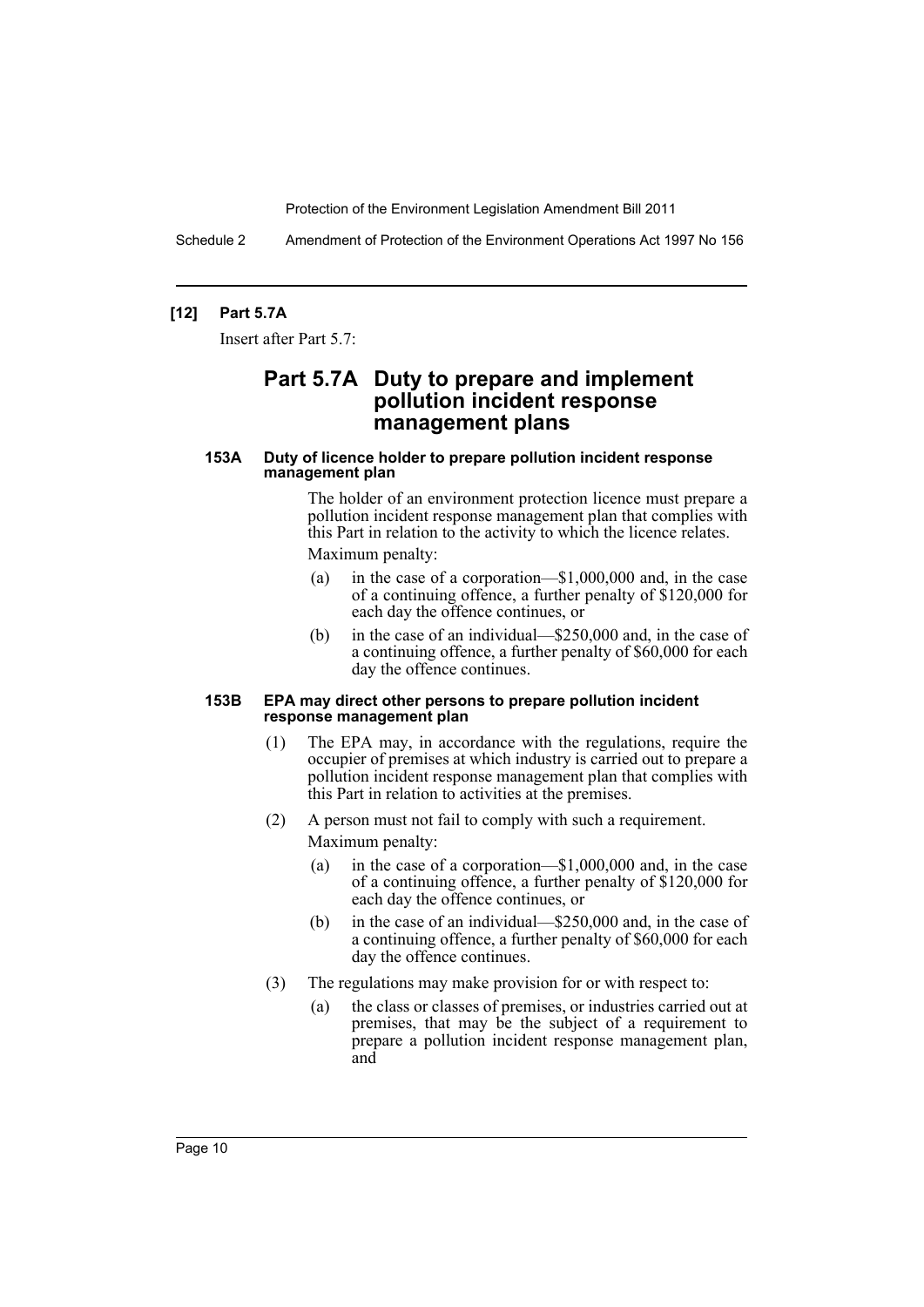**[12] Part 5.7A**

Insert after Part 5.7:

## Part 5.7A Duty to prepare and implement pollution incident response management plans

#### 153A Duty of licence holder to prepare pollution incident response management plan

The holder of an environment protection licence must prepare a pollution incident response management plan that complies with this Part in relation to the activity to which the licence relates.

Maximum penalty:

(a) in the case of a corporation—$1,000,000 and, in the case of a continuing offence, a further penalty of $120,000 for each day the offence continues, or

(b) in the case of an individual—$250,000 and, in the case of a continuing offence, a further penalty of $60,000 for each day the offence continues.

#### 153B EPA may direct other persons to prepare pollution incident response management plan

(1) The EPA may, in accordance with the regulations, require the occupier of premises at which industry is carried out to prepare a pollution incident response management plan that complies with this Part in relation to activities at the premises.

(2) A person must not fail to comply with such a requirement.

Maximum penalty:

(a) in the case of a corporation—$1,000,000 and, in the case of a continuing offence, a further penalty of $120,000 for each day the offence continues, or

(b) in the case of an individual—$250,000 and, in the case of a continuing offence, a further penalty of $60,000 for each day the offence continues.

(3) The regulations may make provision for or with respect to:

(a) the class or classes of premises, or industries carried out at premises, that may be the subject of a requirement to prepare a pollution incident response management plan, and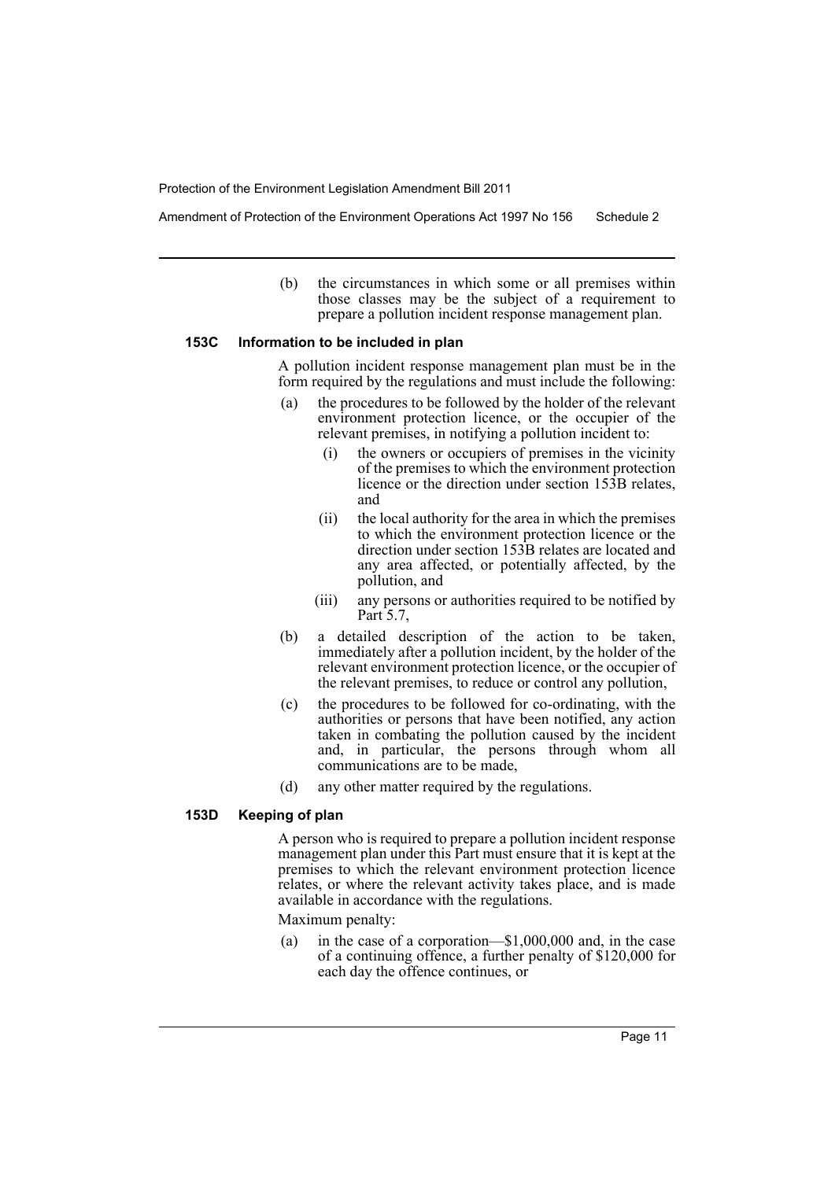(b) the circumstances in which some or all premises within those classes may be the subject of a requirement to prepare a pollution incident response management plan.

### 153C Information to be included in plan

A pollution incident response management plan must be in the form required by the regulations and must include the following:

(a) the procedures to be followed by the holder of the relevant environment protection licence, or the occupier of the relevant premises, in notifying a pollution incident to:

  (i) the owners or occupiers of premises in the vicinity of the premises to which the environment protection licence or the direction under section 153B relates, and

  (ii) the local authority for the area in which the premises to which the environment protection licence or the direction under section 153B relates are located and any area affected, or potentially affected, by the pollution, and

  (iii) any persons or authorities required to be notified by Part 5.7,

(b) a detailed description of the action to be taken, immediately after a pollution incident, by the holder of the relevant environment protection licence, or the occupier of the relevant premises, to reduce or control any pollution,

(c) the procedures to be followed for co-ordinating, with the authorities or persons that have been notified, any action taken in combating the pollution caused by the incident and, in particular, the persons through whom all communications are to be made,

(d) any other matter required by the regulations.

### 153D Keeping of plan

A person who is required to prepare a pollution incident response management plan under this Part must ensure that it is kept at the premises to which the relevant environment protection licence relates, or where the relevant activity takes place, and is made available in accordance with the regulations.

Maximum penalty:

(a) in the case of a corporation—$1,000,000 and, in the case of a continuing offence, a further penalty of $120,000 for each day the offence continues, or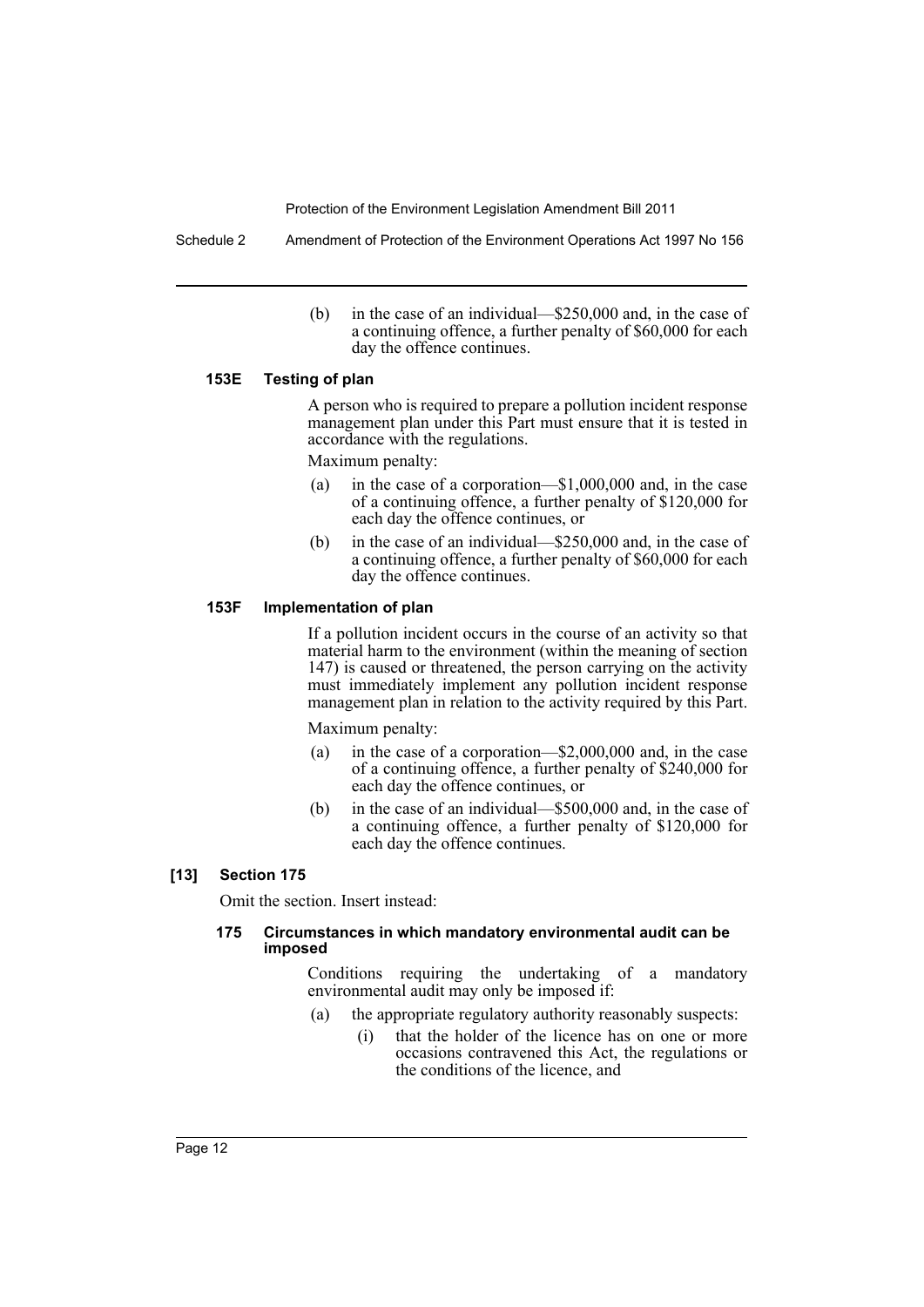(b) in the case of an individual—$250,000 and, in the case of a continuing offence, a further penalty of $60,000 for each day the offence continues.

### 153E Testing of plan

A person who is required to prepare a pollution incident response management plan under this Part must ensure that it is tested in accordance with the regulations.

Maximum penalty:

(a) in the case of a corporation—$1,000,000 and, in the case of a continuing offence, a further penalty of $120,000 for each day the offence continues, or

(b) in the case of an individual—$250,000 and, in the case of a continuing offence, a further penalty of $60,000 for each day the offence continues.

### 153F Implementation of plan

If a pollution incident occurs in the course of an activity so that material harm to the environment (within the meaning of section 147) is caused or threatened, the person carrying on the activity must immediately implement any pollution incident response management plan in relation to the activity required by this Part.

Maximum penalty:

(a) in the case of a corporation—$2,000,000 and, in the case of a continuing offence, a further penalty of $240,000 for each day the offence continues, or

(b) in the case of an individual—$500,000 and, in the case of a continuing offence, a further penalty of $120,000 for each day the offence continues.

## [13] Section 175

Omit the section. Insert instead:

### 175 Circumstances in which mandatory environmental audit can be imposed

Conditions requiring the undertaking of a mandatory environmental audit may only be imposed if:

(a) the appropriate regulatory authority reasonably suspects:

(i) that the holder of the licence has on one or more occasions contravened this Act, the regulations or the conditions of the licence, and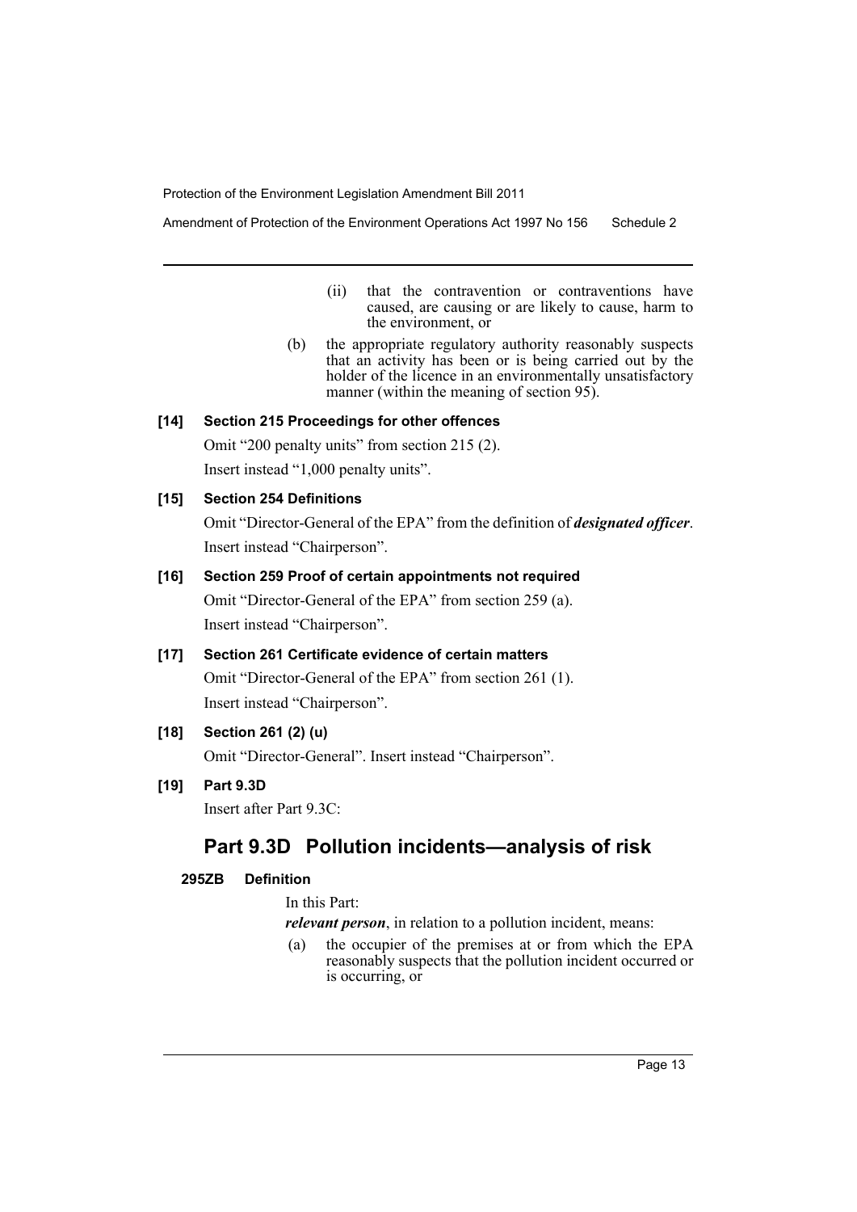(ii) that the contravention or contraventions have caused, are causing or are likely to cause, harm to the environment, or

(b) the appropriate regulatory authority reasonably suspects that an activity has been or is being carried out by the holder of the licence in an environmentally unsatisfactory manner (within the meaning of section 95).

**[14] Section 215 Proceedings for other offences**

Omit "200 penalty units" from section 215 (2).

Insert instead "1,000 penalty units".

**[15] Section 254 Definitions**

Omit "Director-General of the EPA" from the definition of ***designated officer***.

Insert instead "Chairperson".

**[16] Section 259 Proof of certain appointments not required**

Omit "Director-General of the EPA" from section 259 (a).

Insert instead "Chairperson".

**[17] Section 261 Certificate evidence of certain matters**

Omit "Director-General of the EPA" from section 261 (1).

Insert instead "Chairperson".

**[18] Section 261 (2) (u)**

Omit "Director-General". Insert instead "Chairperson".

**[19] Part 9.3D**

Insert after Part 9.3C:

## Part 9.3D Pollution incidents—analysis of risk

**295ZB Definition**

In this Part:

***relevant person***, in relation to a pollution incident, means:

(a) the occupier of the premises at or from which the EPA reasonably suspects that the pollution incident occurred or is occurring, or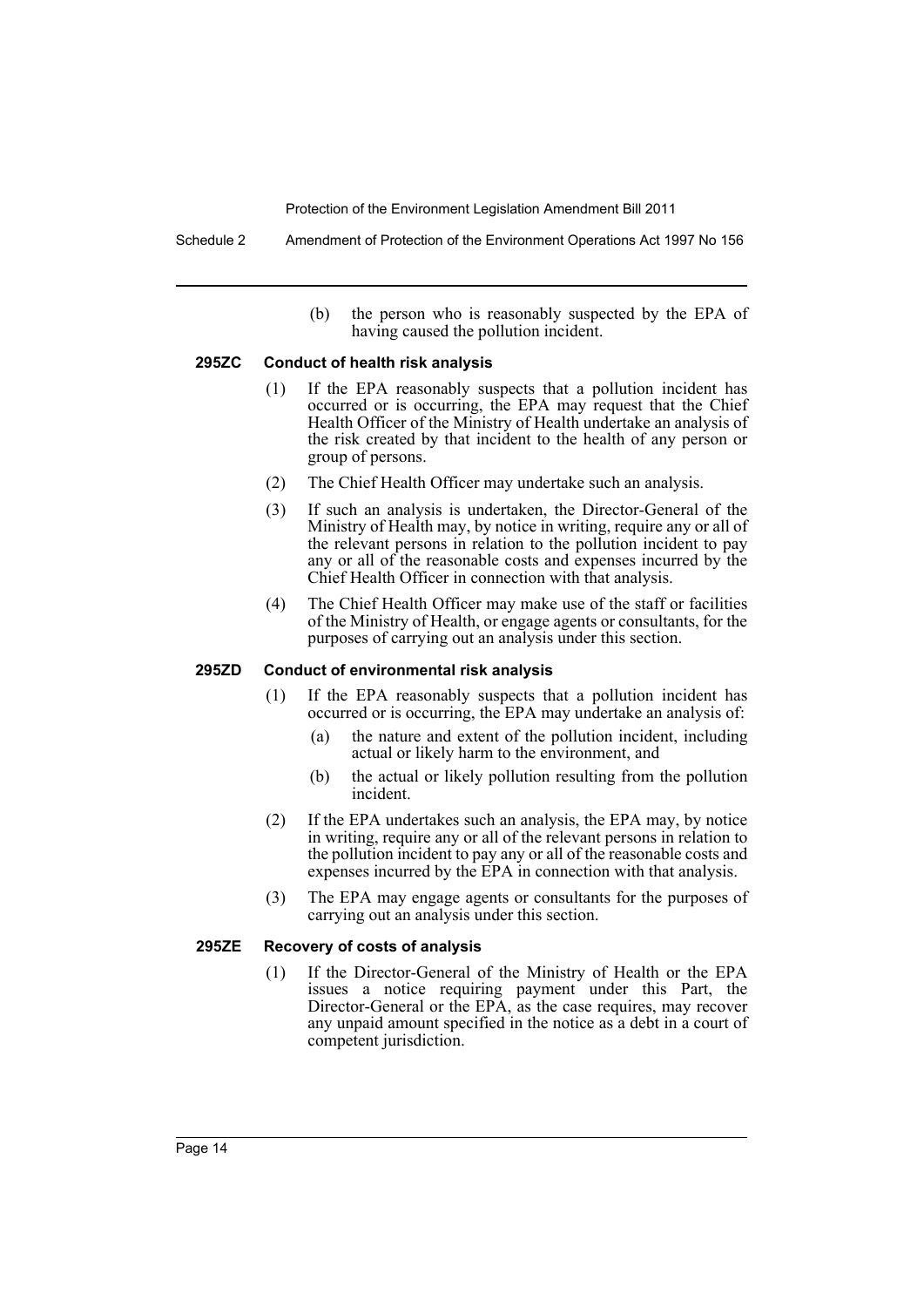(b) the person who is reasonably suspected by the EPA of having caused the pollution incident.

### 295ZC Conduct of health risk analysis

(1) If the EPA reasonably suspects that a pollution incident has occurred or is occurring, the EPA may request that the Chief Health Officer of the Ministry of Health undertake an analysis of the risk created by that incident to the health of any person or group of persons.

(2) The Chief Health Officer may undertake such an analysis.

(3) If such an analysis is undertaken, the Director-General of the Ministry of Health may, by notice in writing, require any or all of the relevant persons in relation to the pollution incident to pay any or all of the reasonable costs and expenses incurred by the Chief Health Officer in connection with that analysis.

(4) The Chief Health Officer may make use of the staff or facilities of the Ministry of Health, or engage agents or consultants, for the purposes of carrying out an analysis under this section.

### 295ZD Conduct of environmental risk analysis

(1) If the EPA reasonably suspects that a pollution incident has occurred or is occurring, the EPA may undertake an analysis of:

(a) the nature and extent of the pollution incident, including actual or likely harm to the environment, and

(b) the actual or likely pollution resulting from the pollution incident.

(2) If the EPA undertakes such an analysis, the EPA may, by notice in writing, require any or all of the relevant persons in relation to the pollution incident to pay any or all of the reasonable costs and expenses incurred by the EPA in connection with that analysis.

(3) The EPA may engage agents or consultants for the purposes of carrying out an analysis under this section.

### 295ZE Recovery of costs of analysis

(1) If the Director-General of the Ministry of Health or the EPA issues a notice requiring payment under this Part, the Director-General or the EPA, as the case requires, may recover any unpaid amount specified in the notice as a debt in a court of competent jurisdiction.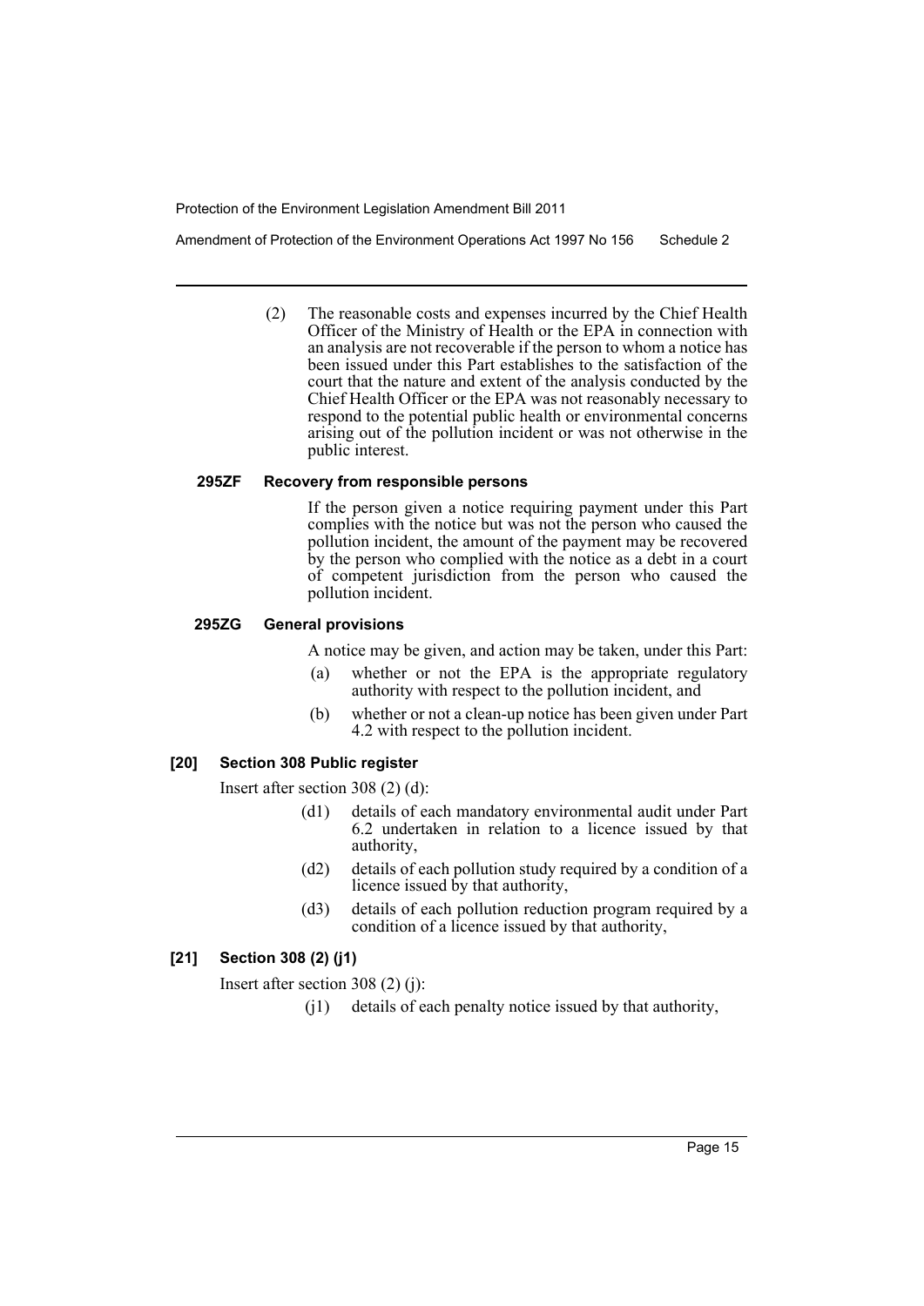(2) The reasonable costs and expenses incurred by the Chief Health Officer of the Ministry of Health or the EPA in connection with an analysis are not recoverable if the person to whom a notice has been issued under this Part establishes to the satisfaction of the court that the nature and extent of the analysis conducted by the Chief Health Officer or the EPA was not reasonably necessary to respond to the potential public health or environmental concerns arising out of the pollution incident or was not otherwise in the public interest.

#### 295ZF Recovery from responsible persons

If the person given a notice requiring payment under this Part complies with the notice but was not the person who caused the pollution incident, the amount of the payment may be recovered by the person who complied with the notice as a debt in a court of competent jurisdiction from the person who caused the pollution incident.

#### 295ZG General provisions

A notice may be given, and action may be taken, under this Part:

(a) whether or not the EPA is the appropriate regulatory authority with respect to the pollution incident, and

(b) whether or not a clean-up notice has been given under Part 4.2 with respect to the pollution incident.

### [20] Section 308 Public register

Insert after section 308 (2) (d):

(d1) details of each mandatory environmental audit under Part 6.2 undertaken in relation to a licence issued by that authority,

(d2) details of each pollution study required by a condition of a licence issued by that authority,

(d3) details of each pollution reduction program required by a condition of a licence issued by that authority,

### [21] Section 308 (2) (j1)

Insert after section 308 (2) (j):

(j1) details of each penalty notice issued by that authority,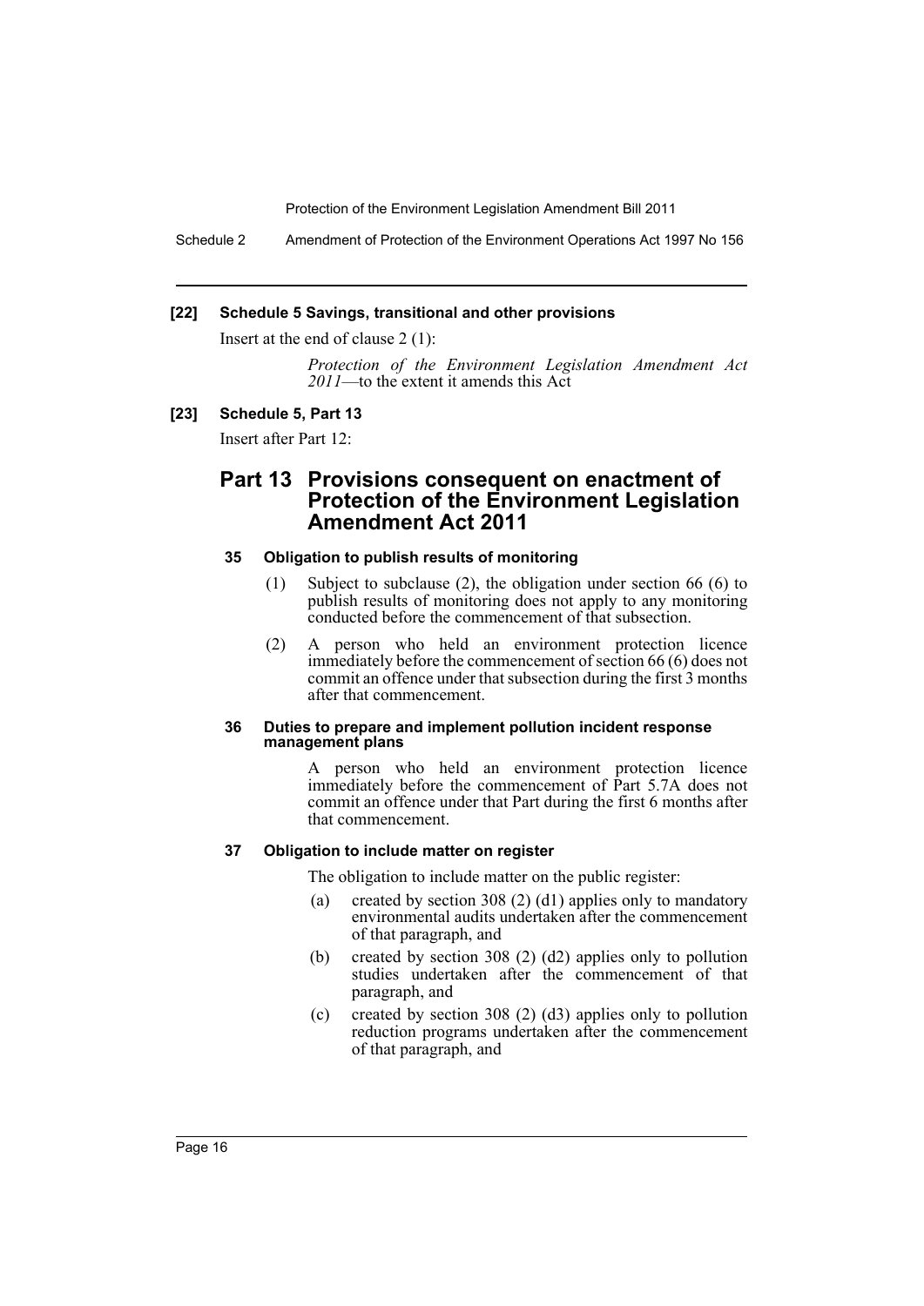**[22] Schedule 5 Savings, transitional and other provisions**

Insert at the end of clause 2 (1):

> *Protection of the Environment Legislation Amendment Act 2011*—to the extent it amends this Act

**[23] Schedule 5, Part 13**

Insert after Part 12:

## Part 13 Provisions consequent on enactment of Protection of the Environment Legislation Amendment Act 2011

**35 Obligation to publish results of monitoring**

(1) Subject to subclause (2), the obligation under section 66 (6) to publish results of monitoring does not apply to any monitoring conducted before the commencement of that subsection.

(2) A person who held an environment protection licence immediately before the commencement of section 66 (6) does not commit an offence under that subsection during the first 3 months after that commencement.

**36 Duties to prepare and implement pollution incident response management plans**

A person who held an environment protection licence immediately before the commencement of Part 5.7A does not commit an offence under that Part during the first 6 months after that commencement.

**37 Obligation to include matter on register**

The obligation to include matter on the public register:

(a) created by section 308 (2) (d1) applies only to mandatory environmental audits undertaken after the commencement of that paragraph, and

(b) created by section 308 (2) (d2) applies only to pollution studies undertaken after the commencement of that paragraph, and

(c) created by section 308 (2) (d3) applies only to pollution reduction programs undertaken after the commencement of that paragraph, and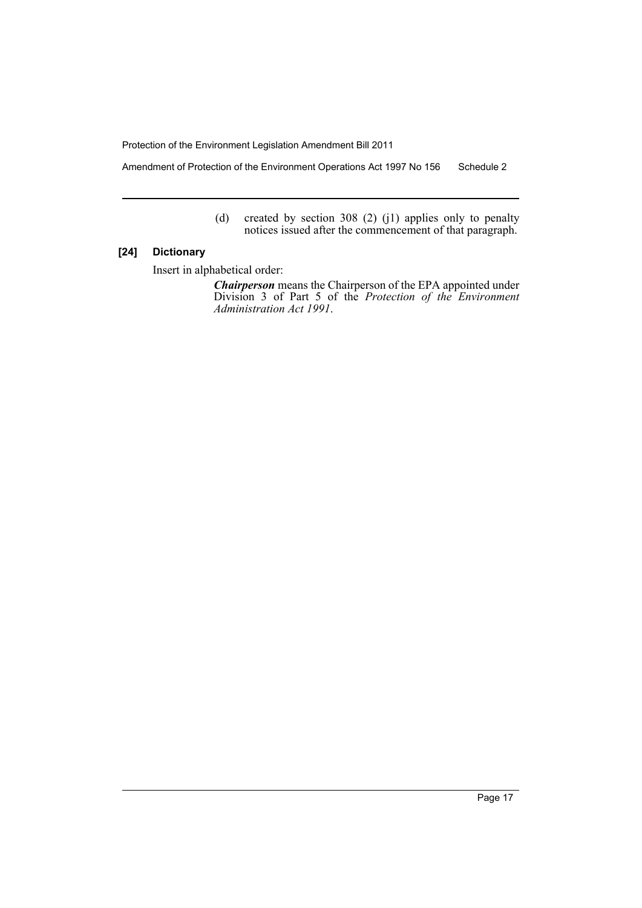(d) created by section 308 (2) (j1) applies only to penalty notices issued after the commencement of that paragraph.

### [24] Dictionary

Insert in alphabetical order:

***Chairperson*** means the Chairperson of the EPA appointed under Division 3 of Part 5 of the *Protection of the Environment Administration Act 1991*.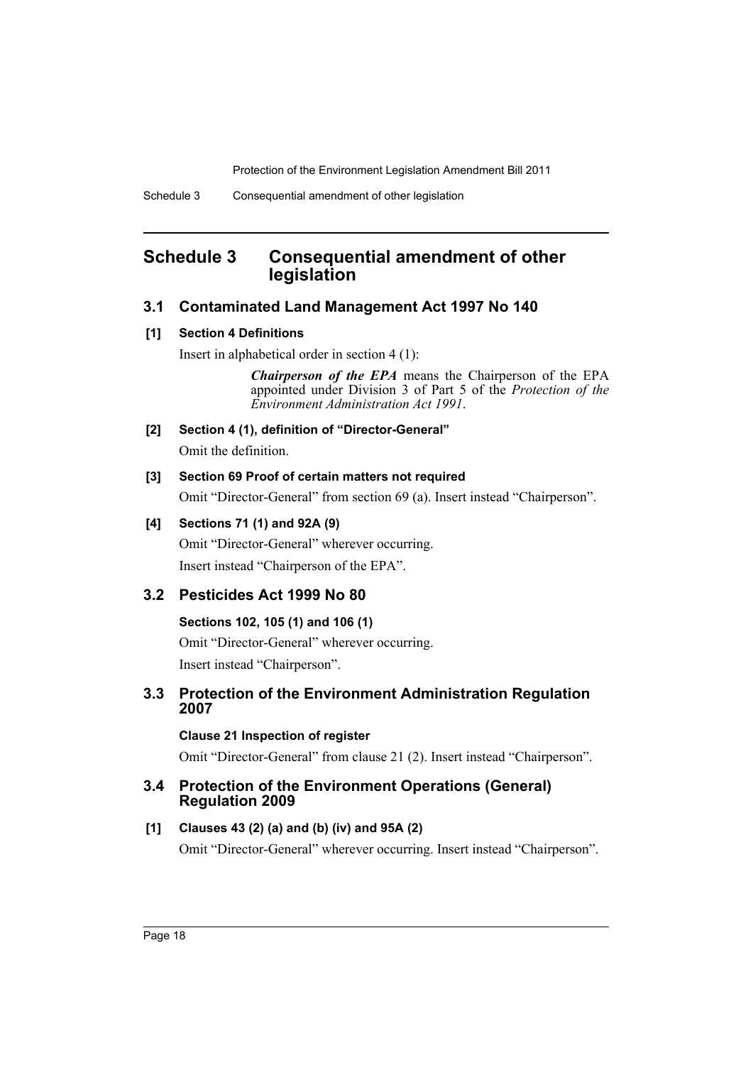# Schedule 3 Consequential amendment of other legislation

## 3.1 Contaminated Land Management Act 1997 No 140

### [1] Section 4 Definitions

Insert in alphabetical order in section 4 (1):

> ***Chairperson of the EPA*** means the Chairperson of the EPA appointed under Division 3 of Part 5 of the *Protection of the Environment Administration Act 1991*.

### [2] Section 4 (1), definition of "Director-General"

Omit the definition.

### [3] Section 69 Proof of certain matters not required

Omit "Director-General" from section 69 (a). Insert instead "Chairperson".

### [4] Sections 71 (1) and 92A (9)

Omit "Director-General" wherever occurring.

Insert instead "Chairperson of the EPA".

## 3.2 Pesticides Act 1999 No 80

### Sections 102, 105 (1) and 106 (1)

Omit "Director-General" wherever occurring.

Insert instead "Chairperson".

## 3.3 Protection of the Environment Administration Regulation 2007

### Clause 21 Inspection of register

Omit "Director-General" from clause 21 (2). Insert instead "Chairperson".

## 3.4 Protection of the Environment Operations (General) Regulation 2009

### [1] Clauses 43 (2) (a) and (b) (iv) and 95A (2)

Omit "Director-General" wherever occurring. Insert instead "Chairperson".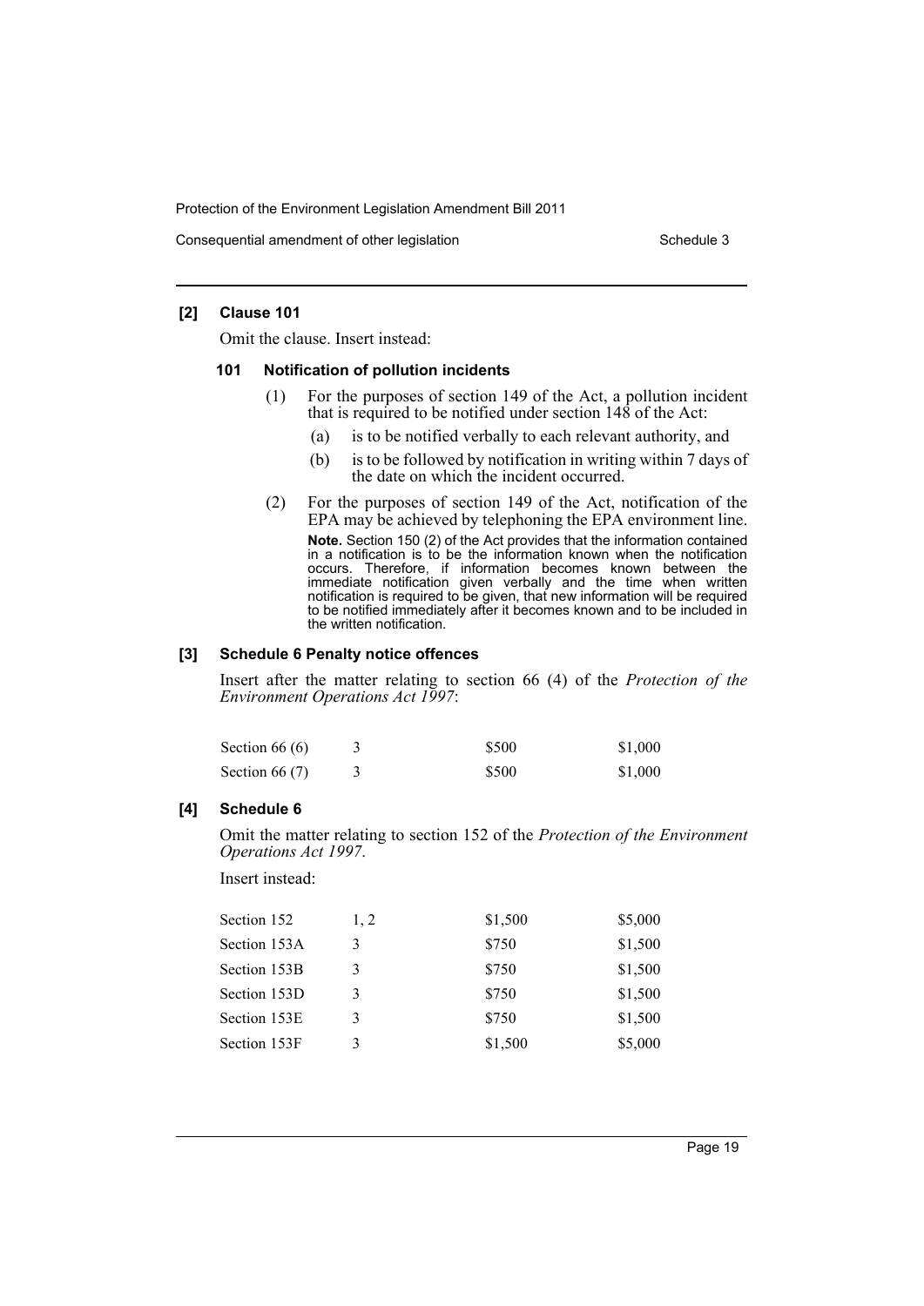### [2] Clause 101

Omit the clause. Insert instead:

#### 101 Notification of pollution incidents

(1) For the purposes of section 149 of the Act, a pollution incident that is required to be notified under section 148 of the Act:

(a) is to be notified verbally to each relevant authority, and

(b) is to be followed by notification in writing within 7 days of the date on which the incident occurred.

(2) For the purposes of section 149 of the Act, notification of the EPA may be achieved by telephoning the EPA environment line.

**Note.** Section 150 (2) of the Act provides that the information contained in a notification is to be the information known when the notification occurs. Therefore, if information becomes known between the immediate notification given verbally and the time when written notification is required to be given, that new information will be required to be notified immediately after it becomes known and to be included in the written notification.

### [3] Schedule 6 Penalty notice offences

Insert after the matter relating to section 66 (4) of the *Protection of the Environment Operations Act 1997*:

| | | | |
|---|---|---|---|
| Section 66 (6) | 3 | \$500 | \$1,000 |
| Section 66 (7) | 3 | \$500 | \$1,000 |

### [4] Schedule 6

Omit the matter relating to section 152 of the *Protection of the Environment Operations Act 1997*.

Insert instead:

| | | | |
|---|---|---|---|
| Section 152 | 1, 2 | \$1,500 | \$5,000 |
| Section 153A | 3 | \$750 | \$1,500 |
| Section 153B | 3 | \$750 | \$1,500 |
| Section 153D | 3 | \$750 | \$1,500 |
| Section 153E | 3 | \$750 | \$1,500 |
| Section 153F | 3 | \$1,500 | \$5,000 |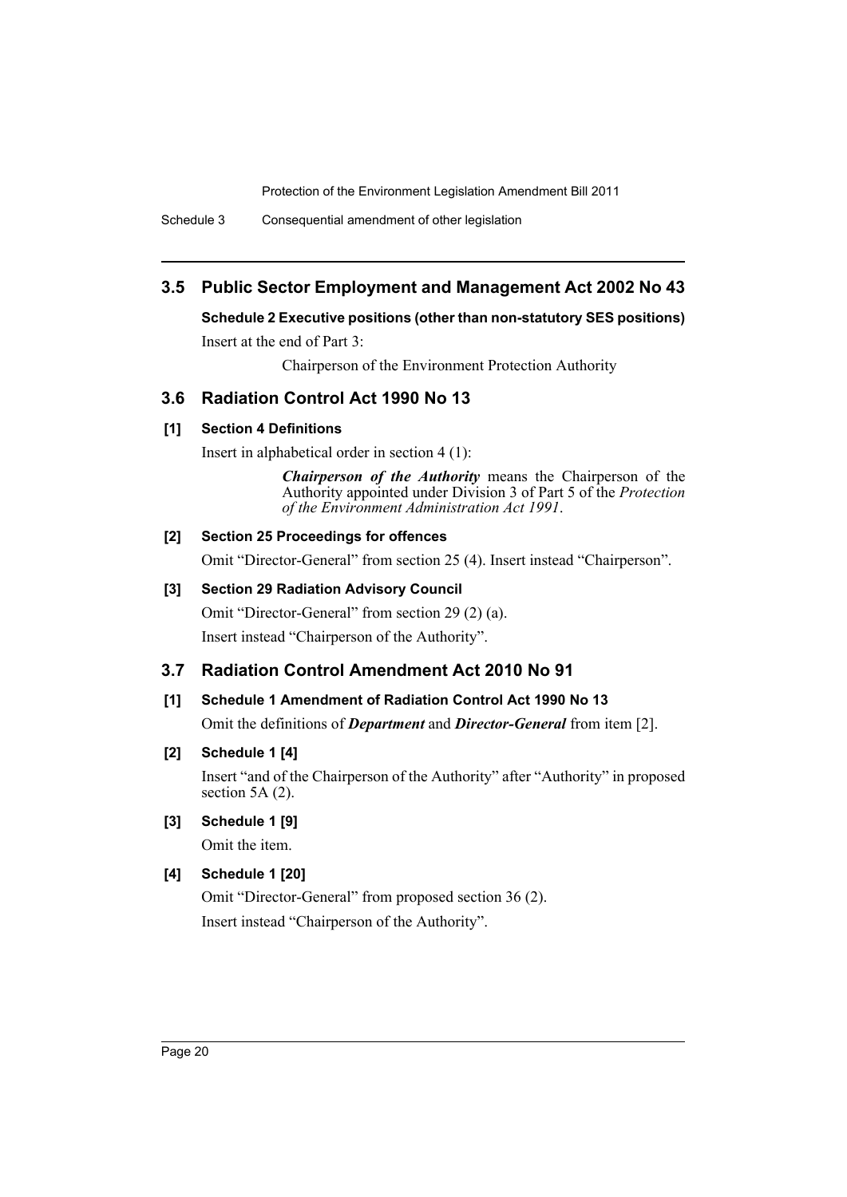## 3.5 Public Sector Employment and Management Act 2002 No 43

**Schedule 2 Executive positions (other than non-statutory SES positions)**

Insert at the end of Part 3:

Chairperson of the Environment Protection Authority

## 3.6 Radiation Control Act 1990 No 13

**[1] Section 4 Definitions**

Insert in alphabetical order in section 4 (1):

> ***Chairperson of the Authority*** means the Chairperson of the Authority appointed under Division 3 of Part 5 of the *Protection of the Environment Administration Act 1991*.

**[2] Section 25 Proceedings for offences**

Omit "Director-General" from section 25 (4). Insert instead "Chairperson".

**[3] Section 29 Radiation Advisory Council**

Omit "Director-General" from section 29 (2) (a).

Insert instead "Chairperson of the Authority".

## 3.7 Radiation Control Amendment Act 2010 No 91

**[1] Schedule 1 Amendment of Radiation Control Act 1990 No 13**

Omit the definitions of ***Department*** and ***Director-General*** from item [2].

**[2] Schedule 1 [4]**

Insert "and of the Chairperson of the Authority" after "Authority" in proposed section 5A (2).

**[3] Schedule 1 [9]**

Omit the item.

**[4] Schedule 1 [20]**

Omit "Director-General" from proposed section 36 (2).

Insert instead "Chairperson of the Authority".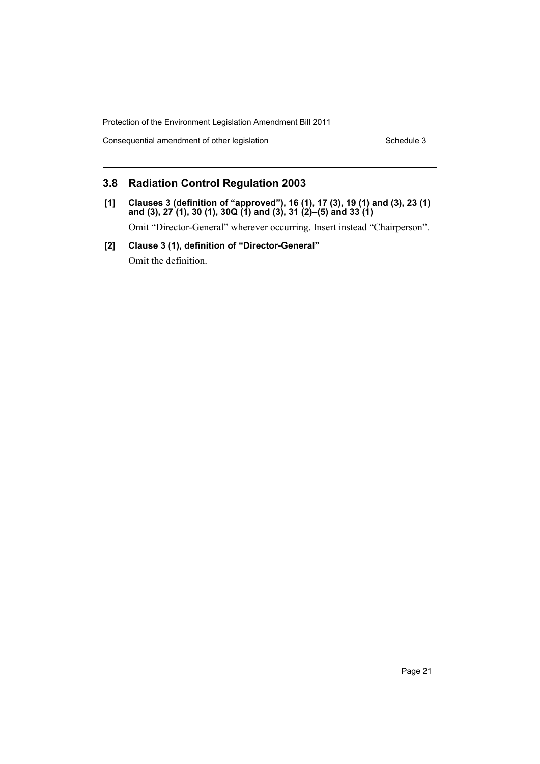## 3.8 Radiation Control Regulation 2003

**[1] Clauses 3 (definition of "approved"), 16 (1), 17 (3), 19 (1) and (3), 23 (1) and (3), 27 (1), 30 (1), 30Q (1) and (3), 31 (2)–(5) and 33 (1)**

Omit "Director-General" wherever occurring. Insert instead "Chairperson".

**[2] Clause 3 (1), definition of "Director-General"**

Omit the definition.